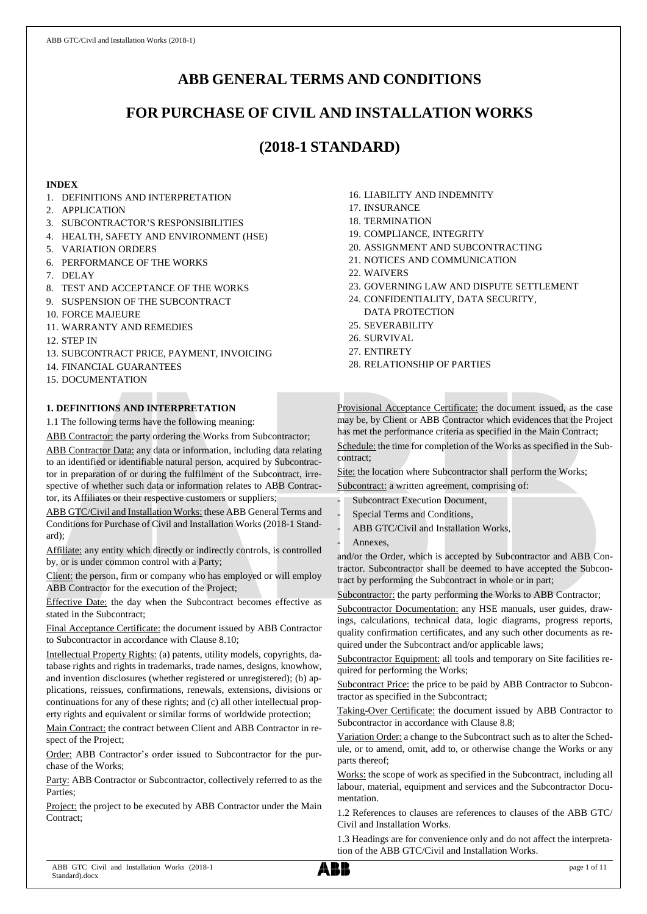# ABB GENERAL TERMS AND CONDITIONS

# FOR PURCHASE OF CIVIL AND INSTALLATION WORKS

# (2018-1 STANDARD)

**INDEX**

1. DEFINITIONS AND INTERPRETATION
2. APPLICATION
3. SUBCONTRACTOR'S RESPONSIBILITIES
4. HEALTH, SAFETY AND ENVIRONMENT (HSE)
5. VARIATION ORDERS
6. PERFORMANCE OF THE WORKS
7. DELAY
8. TEST AND ACCEPTANCE OF THE WORKS
9. SUSPENSION OF THE SUBCONTRACT
10. FORCE MAJEURE
11. WARRANTY AND REMEDIES
12. STEP IN
13. SUBCONTRACT PRICE, PAYMENT, INVOICING
14. FINANCIAL GUARANTEES
15. DOCUMENTATION
16. LIABILITY AND INDEMNITY
17. INSURANCE
18. TERMINATION
19. COMPLIANCE, INTEGRITY
20. ASSIGNMENT AND SUBCONTRACTING
21. NOTICES AND COMMUNICATION
22. WAIVERS
23. GOVERNING LAW AND DISPUTE SETTLEMENT
24. CONFIDENTIALITY, DATA SECURITY, DATA PROTECTION
25. SEVERABILITY
26. SURVIVAL
27. ENTIRETY
28. RELATIONSHIP OF PARTIES

## 1. DEFINITIONS AND INTERPRETATION

1.1 The following terms have the following meaning:

ABB Contractor: the party ordering the Works from Subcontractor;

ABB Contractor Data: any data or information, including data relating to an identified or identifiable natural person, acquired by Subcontractor in preparation of or during the fulfilment of the Subcontract, irrespective of whether such data or information relates to ABB Contractor, its Affiliates or their respective customers or suppliers;

ABB GTC/Civil and Installation Works: these ABB General Terms and Conditions for Purchase of Civil and Installation Works (2018-1 Standard);

Affiliate: any entity which directly or indirectly controls, is controlled by, or is under common control with a Party;

Client: the person, firm or company who has employed or will employ ABB Contractor for the execution of the Project;

Effective Date: the day when the Subcontract becomes effective as stated in the Subcontract;

Final Acceptance Certificate: the document issued by ABB Contractor to Subcontractor in accordance with Clause 8.10;

Intellectual Property Rights: (a) patents, utility models, copyrights, database rights and rights in trademarks, trade names, designs, knowhow, and invention disclosures (whether registered or unregistered); (b) applications, reissues, confirmations, renewals, extensions, divisions or continuations for any of these rights; and (c) all other intellectual property rights and equivalent or similar forms of worldwide protection;

Main Contract: the contract between Client and ABB Contractor in respect of the Project;

Order: ABB Contractor's order issued to Subcontractor for the purchase of the Works;

Party: ABB Contractor or Subcontractor, collectively referred to as the Parties;

Project: the project to be executed by ABB Contractor under the Main Contract;

Provisional Acceptance Certificate: the document issued, as the case may be, by Client or ABB Contractor which evidences that the Project has met the performance criteria as specified in the Main Contract;

Schedule: the time for completion of the Works as specified in the Subcontract;

Site: the location where Subcontractor shall perform the Works;

Subcontract: a written agreement, comprising of:

- Subcontract Execution Document,
- Special Terms and Conditions,
- ABB GTC/Civil and Installation Works,
- Annexes,

and/or the Order, which is accepted by Subcontractor and ABB Contractor. Subcontractor shall be deemed to have accepted the Subcontract by performing the Subcontract in whole or in part;

Subcontractor: the party performing the Works to ABB Contractor;

Subcontractor Documentation: any HSE manuals, user guides, drawings, calculations, technical data, logic diagrams, progress reports, quality confirmation certificates, and any such other documents as required under the Subcontract and/or applicable laws;

Subcontractor Equipment: all tools and temporary on Site facilities required for performing the Works;

Subcontract Price: the price to be paid by ABB Contractor to Subcontractor as specified in the Subcontract;

Taking-Over Certificate: the document issued by ABB Contractor to Subcontractor in accordance with Clause 8.8;

Variation Order: a change to the Subcontract such as to alter the Schedule, or to amend, omit, add to, or otherwise change the Works or any parts thereof;

Works: the scope of work as specified in the Subcontract, including all labour, material, equipment and services and the Subcontractor Documentation.

1.2 References to clauses are references to clauses of the ABB GTC/ Civil and Installation Works.

1.3 Headings are for convenience only and do not affect the interpretation of the ABB GTC/Civil and Installation Works.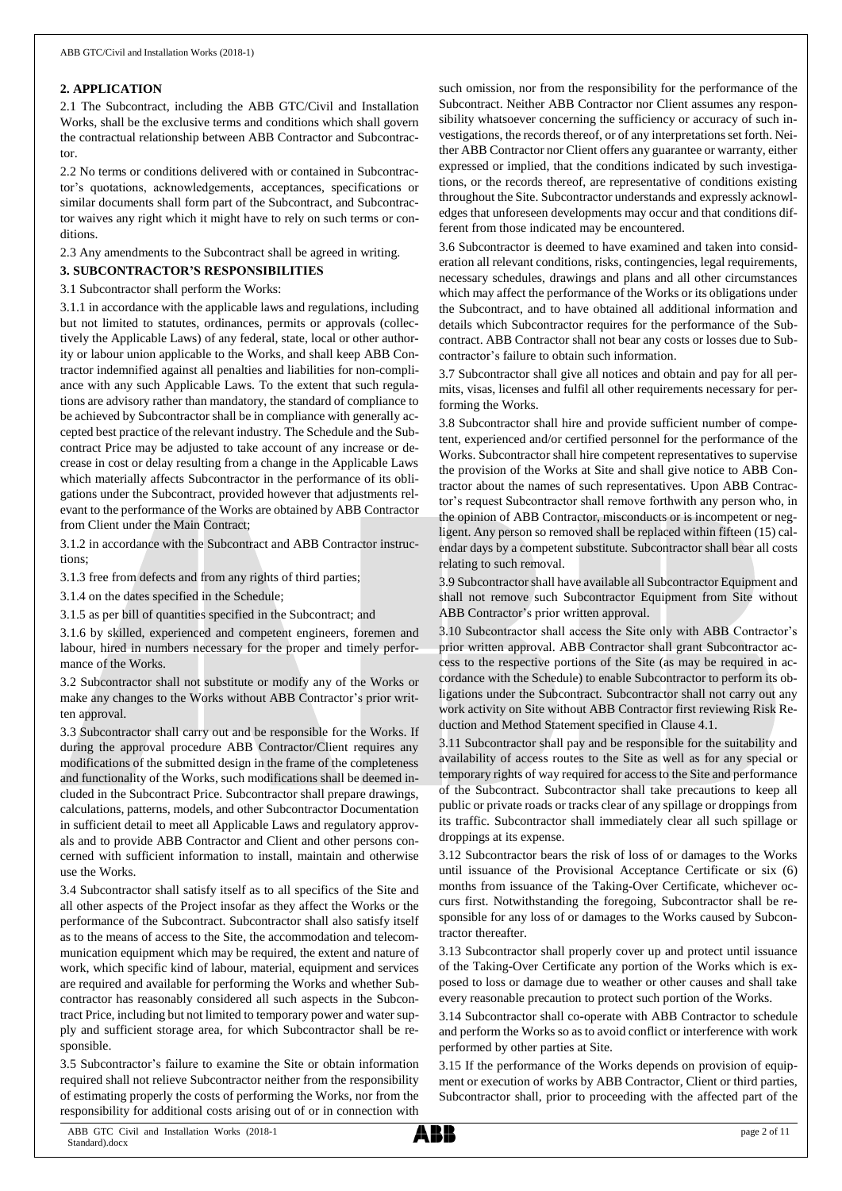## 2. APPLICATION

2.1 The Subcontract, including the ABB GTC/Civil and Installation Works, shall be the exclusive terms and conditions which shall govern the contractual relationship between ABB Contractor and Subcontractor.

2.2 No terms or conditions delivered with or contained in Subcontractor's quotations, acknowledgements, acceptances, specifications or similar documents shall form part of the Subcontract, and Subcontractor waives any right which it might have to rely on such terms or conditions.

2.3 Any amendments to the Subcontract shall be agreed in writing.

## 3. SUBCONTRACTOR'S RESPONSIBILITIES

3.1 Subcontractor shall perform the Works:

3.1.1 in accordance with the applicable laws and regulations, including but not limited to statutes, ordinances, permits or approvals (collectively the Applicable Laws) of any federal, state, local or other authority or labour union applicable to the Works, and shall keep ABB Contractor indemnified against all penalties and liabilities for non-compliance with any such Applicable Laws. To the extent that such regulations are advisory rather than mandatory, the standard of compliance to be achieved by Subcontractor shall be in compliance with generally accepted best practice of the relevant industry. The Schedule and the Subcontract Price may be adjusted to take account of any increase or decrease in cost or delay resulting from a change in the Applicable Laws which materially affects Subcontractor in the performance of its obligations under the Subcontract, provided however that adjustments relevant to the performance of the Works are obtained by ABB Contractor from Client under the Main Contract;

3.1.2 in accordance with the Subcontract and ABB Contractor instructions;

3.1.3 free from defects and from any rights of third parties;

3.1.4 on the dates specified in the Schedule;

3.1.5 as per bill of quantities specified in the Subcontract; and

3.1.6 by skilled, experienced and competent engineers, foremen and labour, hired in numbers necessary for the proper and timely performance of the Works.

3.2 Subcontractor shall not substitute or modify any of the Works or make any changes to the Works without ABB Contractor's prior written approval.

3.3 Subcontractor shall carry out and be responsible for the Works. If during the approval procedure ABB Contractor/Client requires any modifications of the submitted design in the frame of the completeness and functionality of the Works, such modifications shall be deemed included in the Subcontract Price. Subcontractor shall prepare drawings, calculations, patterns, models, and other Subcontractor Documentation in sufficient detail to meet all Applicable Laws and regulatory approvals and to provide ABB Contractor and Client and other persons concerned with sufficient information to install, maintain and otherwise use the Works.

3.4 Subcontractor shall satisfy itself as to all specifics of the Site and all other aspects of the Project insofar as they affect the Works or the performance of the Subcontract. Subcontractor shall also satisfy itself as to the means of access to the Site, the accommodation and telecommunication equipment which may be required, the extent and nature of work, which specific kind of labour, material, equipment and services are required and available for performing the Works and whether Subcontractor has reasonably considered all such aspects in the Subcontract Price, including but not limited to temporary power and water supply and sufficient storage area, for which Subcontractor shall be responsible.

3.5 Subcontractor's failure to examine the Site or obtain information required shall not relieve Subcontractor neither from the responsibility of estimating properly the costs of performing the Works, nor from the responsibility for additional costs arising out of or in connection with such omission, nor from the responsibility for the performance of the Subcontract. Neither ABB Contractor nor Client assumes any responsibility whatsoever concerning the sufficiency or accuracy of such investigations, the records thereof, or of any interpretations set forth. Neither ABB Contractor nor Client offers any guarantee or warranty, either expressed or implied, that the conditions indicated by such investigations, or the records thereof, are representative of conditions existing throughout the Site. Subcontractor understands and expressly acknowledges that unforeseen developments may occur and that conditions different from those indicated may be encountered.

3.6 Subcontractor is deemed to have examined and taken into consideration all relevant conditions, risks, contingencies, legal requirements, necessary schedules, drawings and plans and all other circumstances which may affect the performance of the Works or its obligations under the Subcontract, and to have obtained all additional information and details which Subcontractor requires for the performance of the Subcontract. ABB Contractor shall not bear any costs or losses due to Subcontractor's failure to obtain such information.

3.7 Subcontractor shall give all notices and obtain and pay for all permits, visas, licenses and fulfil all other requirements necessary for performing the Works.

3.8 Subcontractor shall hire and provide sufficient number of competent, experienced and/or certified personnel for the performance of the Works. Subcontractor shall hire competent representatives to supervise the provision of the Works at Site and shall give notice to ABB Contractor about the names of such representatives. Upon ABB Contractor's request Subcontractor shall remove forthwith any person who, in the opinion of ABB Contractor, misconducts or is incompetent or negligent. Any person so removed shall be replaced within fifteen (15) calendar days by a competent substitute. Subcontractor shall bear all costs relating to such removal.

3.9 Subcontractor shall have available all Subcontractor Equipment and shall not remove such Subcontractor Equipment from Site without ABB Contractor's prior written approval.

3.10 Subcontractor shall access the Site only with ABB Contractor's prior written approval. ABB Contractor shall grant Subcontractor access to the respective portions of the Site (as may be required in accordance with the Schedule) to enable Subcontractor to perform its obligations under the Subcontract. Subcontractor shall not carry out any work activity on Site without ABB Contractor first reviewing Risk Reduction and Method Statement specified in Clause 4.1.

3.11 Subcontractor shall pay and be responsible for the suitability and availability of access routes to the Site as well as for any special or temporary rights of way required for access to the Site and performance of the Subcontract. Subcontractor shall take precautions to keep all public or private roads or tracks clear of any spillage or droppings from its traffic. Subcontractor shall immediately clear all such spillage or droppings at its expense.

3.12 Subcontractor bears the risk of loss of or damages to the Works until issuance of the Provisional Acceptance Certificate or six (6) months from issuance of the Taking-Over Certificate, whichever occurs first. Notwithstanding the foregoing, Subcontractor shall be responsible for any loss of or damages to the Works caused by Subcontractor thereafter.

3.13 Subcontractor shall properly cover up and protect until issuance of the Taking-Over Certificate any portion of the Works which is exposed to loss or damage due to weather or other causes and shall take every reasonable precaution to protect such portion of the Works.

3.14 Subcontractor shall co-operate with ABB Contractor to schedule and perform the Works so as to avoid conflict or interference with work performed by other parties at Site.

3.15 If the performance of the Works depends on provision of equipment or execution of works by ABB Contractor, Client or third parties, Subcontractor shall, prior to proceeding with the affected part of the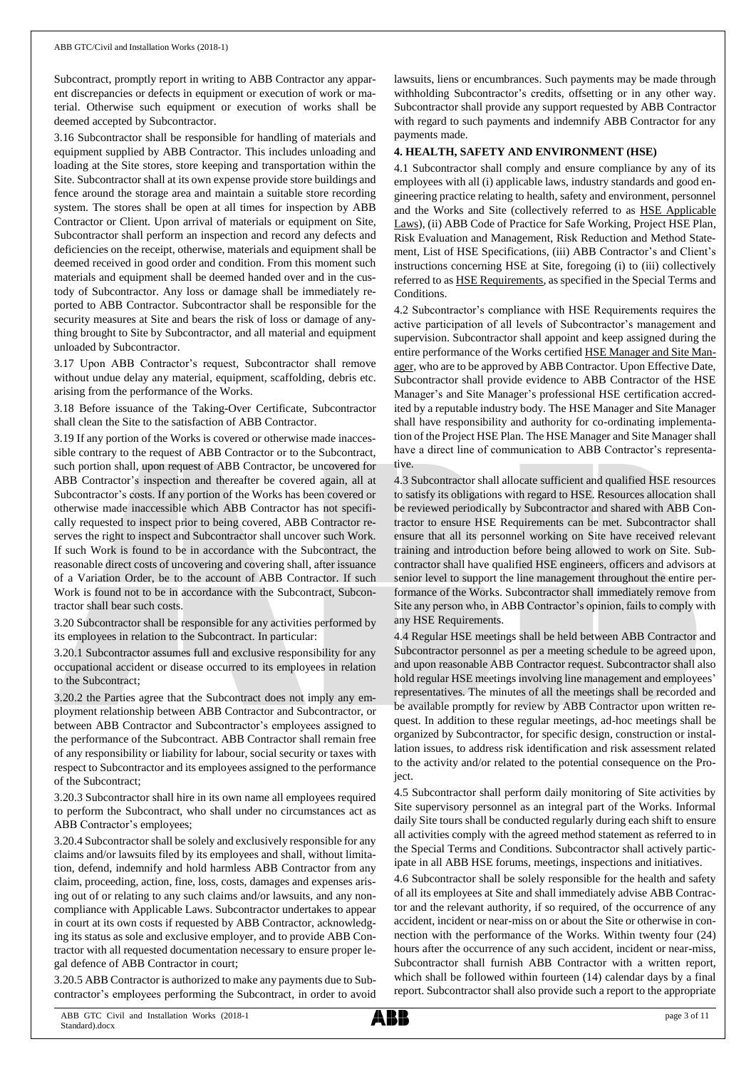Subcontract, promptly report in writing to ABB Contractor any apparent discrepancies or defects in equipment or execution of work or material. Otherwise such equipment or execution of works shall be deemed accepted by Subcontractor.

3.16 Subcontractor shall be responsible for handling of materials and equipment supplied by ABB Contractor. This includes unloading and loading at the Site stores, store keeping and transportation within the Site. Subcontractor shall at its own expense provide store buildings and fence around the storage area and maintain a suitable store recording system. The stores shall be open at all times for inspection by ABB Contractor or Client. Upon arrival of materials or equipment on Site, Subcontractor shall perform an inspection and record any defects and deficiencies on the receipt, otherwise, materials and equipment shall be deemed received in good order and condition. From this moment such materials and equipment shall be deemed handed over and in the custody of Subcontractor. Any loss or damage shall be immediately reported to ABB Contractor. Subcontractor shall be responsible for the security measures at Site and bears the risk of loss or damage of anything brought to Site by Subcontractor, and all material and equipment unloaded by Subcontractor.

3.17 Upon ABB Contractor's request, Subcontractor shall remove without undue delay any material, equipment, scaffolding, debris etc. arising from the performance of the Works.

3.18 Before issuance of the Taking-Over Certificate, Subcontractor shall clean the Site to the satisfaction of ABB Contractor.

3.19 If any portion of the Works is covered or otherwise made inaccessible contrary to the request of ABB Contractor or to the Subcontract, such portion shall, upon request of ABB Contractor, be uncovered for ABB Contractor's inspection and thereafter be covered again, all at Subcontractor's costs. If any portion of the Works has been covered or otherwise made inaccessible which ABB Contractor has not specifically requested to inspect prior to being covered, ABB Contractor reserves the right to inspect and Subcontractor shall uncover such Work. If such Work is found to be in accordance with the Subcontract, the reasonable direct costs of uncovering and covering shall, after issuance of a Variation Order, be to the account of ABB Contractor. If such Work is found not to be in accordance with the Subcontract, Subcontractor shall bear such costs.

3.20 Subcontractor shall be responsible for any activities performed by its employees in relation to the Subcontract. In particular:

3.20.1 Subcontractor assumes full and exclusive responsibility for any occupational accident or disease occurred to its employees in relation to the Subcontract;

3.20.2 the Parties agree that the Subcontract does not imply any employment relationship between ABB Contractor and Subcontractor, or between ABB Contractor and Subcontractor's employees assigned to the performance of the Subcontract. ABB Contractor shall remain free of any responsibility or liability for labour, social security or taxes with respect to Subcontractor and its employees assigned to the performance of the Subcontract;

3.20.3 Subcontractor shall hire in its own name all employees required to perform the Subcontract, who shall under no circumstances act as ABB Contractor's employees;

3.20.4 Subcontractor shall be solely and exclusively responsible for any claims and/or lawsuits filed by its employees and shall, without limitation, defend, indemnify and hold harmless ABB Contractor from any claim, proceeding, action, fine, loss, costs, damages and expenses arising out of or relating to any such claims and/or lawsuits, and any noncompliance with Applicable Laws. Subcontractor undertakes to appear in court at its own costs if requested by ABB Contractor, acknowledging its status as sole and exclusive employer, and to provide ABB Contractor with all requested documentation necessary to ensure proper legal defence of ABB Contractor in court;

3.20.5 ABB Contractor is authorized to make any payments due to Subcontractor's employees performing the Subcontract, in order to avoid lawsuits, liens or encumbrances. Such payments may be made through withholding Subcontractor's credits, offsetting or in any other way. Subcontractor shall provide any support requested by ABB Contractor with regard to such payments and indemnify ABB Contractor for any payments made.

## 4. HEALTH, SAFETY AND ENVIRONMENT (HSE)

4.1 Subcontractor shall comply and ensure compliance by any of its employees with all (i) applicable laws, industry standards and good engineering practice relating to health, safety and environment, personnel and the Works and Site (collectively referred to as HSE Applicable Laws), (ii) ABB Code of Practice for Safe Working, Project HSE Plan, Risk Evaluation and Management, Risk Reduction and Method Statement, List of HSE Specifications, (iii) ABB Contractor's and Client's instructions concerning HSE at Site, foregoing (i) to (iii) collectively referred to as HSE Requirements, as specified in the Special Terms and Conditions.

4.2 Subcontractor's compliance with HSE Requirements requires the active participation of all levels of Subcontractor's management and supervision. Subcontractor shall appoint and keep assigned during the entire performance of the Works certified HSE Manager and Site Manager, who are to be approved by ABB Contractor. Upon Effective Date, Subcontractor shall provide evidence to ABB Contractor of the HSE Manager's and Site Manager's professional HSE certification accredited by a reputable industry body. The HSE Manager and Site Manager shall have responsibility and authority for co-ordinating implementation of the Project HSE Plan. The HSE Manager and Site Manager shall have a direct line of communication to ABB Contractor's representative.

4.3 Subcontractor shall allocate sufficient and qualified HSE resources to satisfy its obligations with regard to HSE. Resources allocation shall be reviewed periodically by Subcontractor and shared with ABB Contractor to ensure HSE Requirements can be met. Subcontractor shall ensure that all its personnel working on Site have received relevant training and introduction before being allowed to work on Site. Subcontractor shall have qualified HSE engineers, officers and advisors at senior level to support the line management throughout the entire performance of the Works. Subcontractor shall immediately remove from Site any person who, in ABB Contractor's opinion, fails to comply with any HSE Requirements.

4.4 Regular HSE meetings shall be held between ABB Contractor and Subcontractor personnel as per a meeting schedule to be agreed upon, and upon reasonable ABB Contractor request. Subcontractor shall also hold regular HSE meetings involving line management and employees' representatives. The minutes of all the meetings shall be recorded and be available promptly for review by ABB Contractor upon written request. In addition to these regular meetings, ad-hoc meetings shall be organized by Subcontractor, for specific design, construction or installation issues, to address risk identification and risk assessment related to the activity and/or related to the potential consequence on the Project.

4.5 Subcontractor shall perform daily monitoring of Site activities by Site supervisory personnel as an integral part of the Works. Informal daily Site tours shall be conducted regularly during each shift to ensure all activities comply with the agreed method statement as referred to in the Special Terms and Conditions. Subcontractor shall actively participate in all ABB HSE forums, meetings, inspections and initiatives.

4.6 Subcontractor shall be solely responsible for the health and safety of all its employees at Site and shall immediately advise ABB Contractor and the relevant authority, if so required, of the occurrence of any accident, incident or near-miss on or about the Site or otherwise in connection with the performance of the Works. Within twenty four (24) hours after the occurrence of any such accident, incident or near-miss, Subcontractor shall furnish ABB Contractor with a written report, which shall be followed within fourteen (14) calendar days by a final report. Subcontractor shall also provide such a report to the appropriate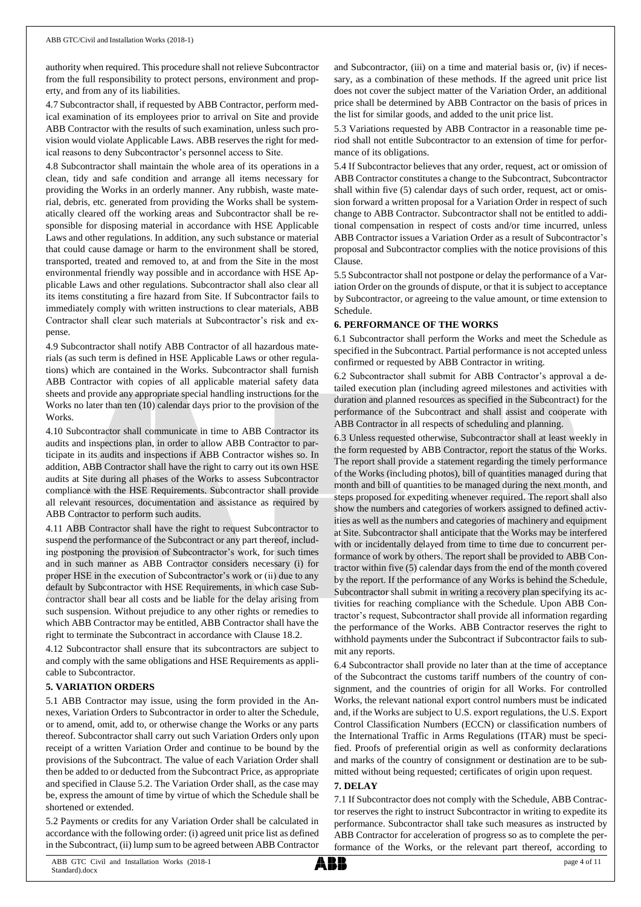authority when required. This procedure shall not relieve Subcontractor from the full responsibility to protect persons, environment and property, and from any of its liabilities.

4.7 Subcontractor shall, if requested by ABB Contractor, perform medical examination of its employees prior to arrival on Site and provide ABB Contractor with the results of such examination, unless such provision would violate Applicable Laws. ABB reserves the right for medical reasons to deny Subcontractor's personnel access to Site.

4.8 Subcontractor shall maintain the whole area of its operations in a clean, tidy and safe condition and arrange all items necessary for providing the Works in an orderly manner. Any rubbish, waste material, debris, etc. generated from providing the Works shall be systematically cleared off the working areas and Subcontractor shall be responsible for disposing material in accordance with HSE Applicable Laws and other regulations. In addition, any such substance or material that could cause damage or harm to the environment shall be stored, transported, treated and removed to, at and from the Site in the most environmental friendly way possible and in accordance with HSE Applicable Laws and other regulations. Subcontractor shall also clear all its items constituting a fire hazard from Site. If Subcontractor fails to immediately comply with written instructions to clear materials, ABB Contractor shall clear such materials at Subcontractor's risk and expense.

4.9 Subcontractor shall notify ABB Contractor of all hazardous materials (as such term is defined in HSE Applicable Laws or other regulations) which are contained in the Works. Subcontractor shall furnish ABB Contractor with copies of all applicable material safety data sheets and provide any appropriate special handling instructions for the Works no later than ten (10) calendar days prior to the provision of the Works.

4.10 Subcontractor shall communicate in time to ABB Contractor its audits and inspections plan, in order to allow ABB Contractor to participate in its audits and inspections if ABB Contractor wishes so. In addition, ABB Contractor shall have the right to carry out its own HSE audits at Site during all phases of the Works to assess Subcontractor compliance with the HSE Requirements. Subcontractor shall provide all relevant resources, documentation and assistance as required by ABB Contractor to perform such audits.

4.11 ABB Contractor shall have the right to request Subcontractor to suspend the performance of the Subcontract or any part thereof, including postponing the provision of Subcontractor's work, for such times and in such manner as ABB Contractor considers necessary (i) for proper HSE in the execution of Subcontractor's work or (ii) due to any default by Subcontractor with HSE Requirements, in which case Subcontractor shall bear all costs and be liable for the delay arising from such suspension. Without prejudice to any other rights or remedies to which ABB Contractor may be entitled, ABB Contractor shall have the right to terminate the Subcontract in accordance with Clause 18.2.

4.12 Subcontractor shall ensure that its subcontractors are subject to and comply with the same obligations and HSE Requirements as applicable to Subcontractor.

**5. VARIATION ORDERS**

5.1 ABB Contractor may issue, using the form provided in the Annexes, Variation Orders to Subcontractor in order to alter the Schedule, or to amend, omit, add to, or otherwise change the Works or any parts thereof. Subcontractor shall carry out such Variation Orders only upon receipt of a written Variation Order and continue to be bound by the provisions of the Subcontract. The value of each Variation Order shall then be added to or deducted from the Subcontract Price, as appropriate and specified in Clause 5.2. The Variation Order shall, as the case may be, express the amount of time by virtue of which the Schedule shall be shortened or extended.

5.2 Payments or credits for any Variation Order shall be calculated in accordance with the following order: (i) agreed unit price list as defined in the Subcontract, (ii) lump sum to be agreed between ABB Contractor and Subcontractor, (iii) on a time and material basis or, (iv) if necessary, as a combination of these methods. If the agreed unit price list does not cover the subject matter of the Variation Order, an additional price shall be determined by ABB Contractor on the basis of prices in the list for similar goods, and added to the unit price list.

5.3 Variations requested by ABB Contractor in a reasonable time period shall not entitle Subcontractor to an extension of time for performance of its obligations.

5.4 If Subcontractor believes that any order, request, act or omission of ABB Contractor constitutes a change to the Subcontract, Subcontractor shall within five (5) calendar days of such order, request, act or omission forward a written proposal for a Variation Order in respect of such change to ABB Contractor. Subcontractor shall not be entitled to additional compensation in respect of costs and/or time incurred, unless ABB Contractor issues a Variation Order as a result of Subcontractor's proposal and Subcontractor complies with the notice provisions of this Clause.

5.5 Subcontractor shall not postpone or delay the performance of a Variation Order on the grounds of dispute, or that it is subject to acceptance by Subcontractor, or agreeing to the value amount, or time extension to Schedule.

**6. PERFORMANCE OF THE WORKS**

6.1 Subcontractor shall perform the Works and meet the Schedule as specified in the Subcontract. Partial performance is not accepted unless confirmed or requested by ABB Contractor in writing.

6.2 Subcontractor shall submit for ABB Contractor's approval a detailed execution plan (including agreed milestones and activities with duration and planned resources as specified in the Subcontract) for the performance of the Subcontract and shall assist and cooperate with ABB Contractor in all respects of scheduling and planning.

6.3 Unless requested otherwise, Subcontractor shall at least weekly in the form requested by ABB Contractor, report the status of the Works. The report shall provide a statement regarding the timely performance of the Works (including photos), bill of quantities managed during that month and bill of quantities to be managed during the next month, and steps proposed for expediting whenever required. The report shall also show the numbers and categories of workers assigned to defined activities as well as the numbers and categories of machinery and equipment at Site. Subcontractor shall anticipate that the Works may be interfered with or incidentally delayed from time to time due to concurrent performance of work by others. The report shall be provided to ABB Contractor within five (5) calendar days from the end of the month covered by the report. If the performance of any Works is behind the Schedule, Subcontractor shall submit in writing a recovery plan specifying its activities for reaching compliance with the Schedule. Upon ABB Contractor's request, Subcontractor shall provide all information regarding the performance of the Works. ABB Contractor reserves the right to withhold payments under the Subcontract if Subcontractor fails to submit any reports.

6.4 Subcontractor shall provide no later than at the time of acceptance of the Subcontract the customs tariff numbers of the country of consignment, and the countries of origin for all Works. For controlled Works, the relevant national export control numbers must be indicated and, if the Works are subject to U.S. export regulations, the U.S. Export Control Classification Numbers (ECCN) or classification numbers of the International Traffic in Arms Regulations (ITAR) must be specified. Proofs of preferential origin as well as conformity declarations and marks of the country of consignment or destination are to be submitted without being requested; certificates of origin upon request.

**7. DELAY**

7.1 If Subcontractor does not comply with the Schedule, ABB Contractor reserves the right to instruct Subcontractor in writing to expedite its performance. Subcontractor shall take such measures as instructed by ABB Contractor for acceleration of progress so as to complete the performance of the Works, or the relevant part thereof, according to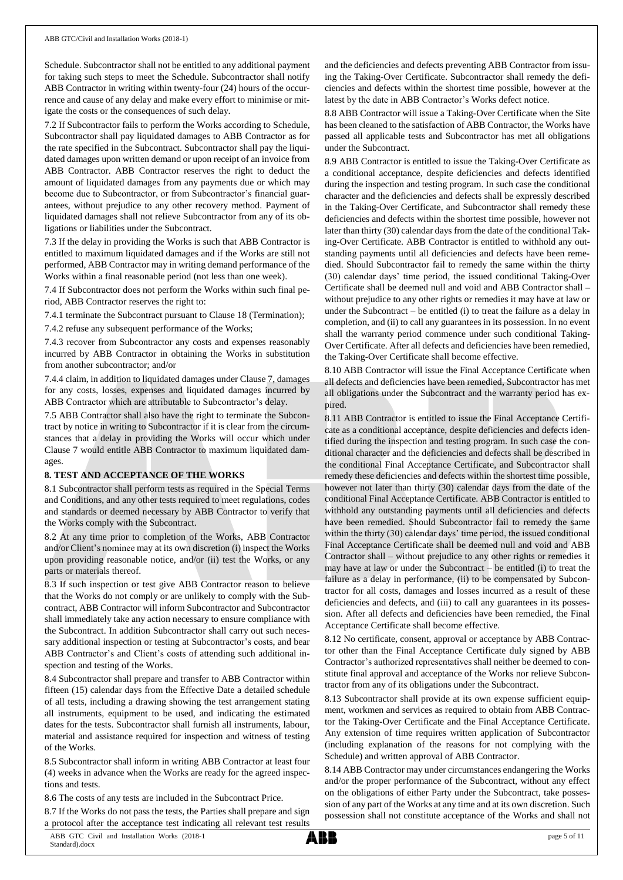Schedule. Subcontractor shall not be entitled to any additional payment for taking such steps to meet the Schedule. Subcontractor shall notify ABB Contractor in writing within twenty-four (24) hours of the occurrence and cause of any delay and make every effort to minimise or mitigate the costs or the consequences of such delay.

7.2 If Subcontractor fails to perform the Works according to Schedule, Subcontractor shall pay liquidated damages to ABB Contractor as for the rate specified in the Subcontract. Subcontractor shall pay the liquidated damages upon written demand or upon receipt of an invoice from ABB Contractor. ABB Contractor reserves the right to deduct the amount of liquidated damages from any payments due or which may become due to Subcontractor, or from Subcontractor's financial guarantees, without prejudice to any other recovery method. Payment of liquidated damages shall not relieve Subcontractor from any of its obligations or liabilities under the Subcontract.

7.3 If the delay in providing the Works is such that ABB Contractor is entitled to maximum liquidated damages and if the Works are still not performed, ABB Contractor may in writing demand performance of the Works within a final reasonable period (not less than one week).

7.4 If Subcontractor does not perform the Works within such final period, ABB Contractor reserves the right to:

7.4.1 terminate the Subcontract pursuant to Clause 18 (Termination);

7.4.2 refuse any subsequent performance of the Works;

7.4.3 recover from Subcontractor any costs and expenses reasonably incurred by ABB Contractor in obtaining the Works in substitution from another subcontractor; and/or

7.4.4 claim, in addition to liquidated damages under Clause 7, damages for any costs, losses, expenses and liquidated damages incurred by ABB Contractor which are attributable to Subcontractor's delay.

7.5 ABB Contractor shall also have the right to terminate the Subcontract by notice in writing to Subcontractor if it is clear from the circumstances that a delay in providing the Works will occur which under Clause 7 would entitle ABB Contractor to maximum liquidated damages.

## 8. TEST AND ACCEPTANCE OF THE WORKS

8.1 Subcontractor shall perform tests as required in the Special Terms and Conditions, and any other tests required to meet regulations, codes and standards or deemed necessary by ABB Contractor to verify that the Works comply with the Subcontract.

8.2 At any time prior to completion of the Works, ABB Contractor and/or Client's nominee may at its own discretion (i) inspect the Works upon providing reasonable notice, and/or (ii) test the Works, or any parts or materials thereof.

8.3 If such inspection or test give ABB Contractor reason to believe that the Works do not comply or are unlikely to comply with the Subcontract, ABB Contractor will inform Subcontractor and Subcontractor shall immediately take any action necessary to ensure compliance with the Subcontract. In addition Subcontractor shall carry out such necessary additional inspection or testing at Subcontractor's costs, and bear ABB Contractor's and Client's costs of attending such additional inspection and testing of the Works.

8.4 Subcontractor shall prepare and transfer to ABB Contractor within fifteen (15) calendar days from the Effective Date a detailed schedule of all tests, including a drawing showing the test arrangement stating all instruments, equipment to be used, and indicating the estimated dates for the tests. Subcontractor shall furnish all instruments, labour, material and assistance required for inspection and witness of testing of the Works.

8.5 Subcontractor shall inform in writing ABB Contractor at least four (4) weeks in advance when the Works are ready for the agreed inspections and tests.

8.6 The costs of any tests are included in the Subcontract Price.

8.7 If the Works do not pass the tests, the Parties shall prepare and sign a protocol after the acceptance test indicating all relevant test results and the deficiencies and defects preventing ABB Contractor from issuing the Taking-Over Certificate. Subcontractor shall remedy the deficiencies and defects within the shortest time possible, however at the latest by the date in ABB Contractor's Works defect notice.

8.8 ABB Contractor will issue a Taking-Over Certificate when the Site has been cleaned to the satisfaction of ABB Contractor, the Works have passed all applicable tests and Subcontractor has met all obligations under the Subcontract.

8.9 ABB Contractor is entitled to issue the Taking-Over Certificate as a conditional acceptance, despite deficiencies and defects identified during the inspection and testing program. In such case the conditional character and the deficiencies and defects shall be expressly described in the Taking-Over Certificate, and Subcontractor shall remedy these deficiencies and defects within the shortest time possible, however not later than thirty (30) calendar days from the date of the conditional Taking-Over Certificate. ABB Contractor is entitled to withhold any outstanding payments until all deficiencies and defects have been remedied. Should Subcontractor fail to remedy the same within the thirty (30) calendar days' time period, the issued conditional Taking-Over Certificate shall be deemed null and void and ABB Contractor shall – without prejudice to any other rights or remedies it may have at law or under the Subcontract – be entitled (i) to treat the failure as a delay in completion, and (ii) to call any guarantees in its possession. In no event shall the warranty period commence under such conditional Taking-Over Certificate. After all defects and deficiencies have been remedied, the Taking-Over Certificate shall become effective.

8.10 ABB Contractor will issue the Final Acceptance Certificate when all defects and deficiencies have been remedied, Subcontractor has met all obligations under the Subcontract and the warranty period has expired.

8.11 ABB Contractor is entitled to issue the Final Acceptance Certificate as a conditional acceptance, despite deficiencies and defects identified during the inspection and testing program. In such case the conditional character and the deficiencies and defects shall be described in the conditional Final Acceptance Certificate, and Subcontractor shall remedy these deficiencies and defects within the shortest time possible, however not later than thirty (30) calendar days from the date of the conditional Final Acceptance Certificate. ABB Contractor is entitled to withhold any outstanding payments until all deficiencies and defects have been remedied. Should Subcontractor fail to remedy the same within the thirty (30) calendar days' time period, the issued conditional Final Acceptance Certificate shall be deemed null and void and ABB Contractor shall – without prejudice to any other rights or remedies it may have at law or under the Subcontract – be entitled (i) to treat the failure as a delay in performance, (ii) to be compensated by Subcontractor for all costs, damages and losses incurred as a result of these deficiencies and defects, and (iii) to call any guarantees in its possession. After all defects and deficiencies have been remedied, the Final Acceptance Certificate shall become effective.

8.12 No certificate, consent, approval or acceptance by ABB Contractor other than the Final Acceptance Certificate duly signed by ABB Contractor's authorized representatives shall neither be deemed to constitute final approval and acceptance of the Works nor relieve Subcontractor from any of its obligations under the Subcontract.

8.13 Subcontractor shall provide at its own expense sufficient equipment, workmen and services as required to obtain from ABB Contractor the Taking-Over Certificate and the Final Acceptance Certificate. Any extension of time requires written application of Subcontractor (including explanation of the reasons for not complying with the Schedule) and written approval of ABB Contractor.

8.14 ABB Contractor may under circumstances endangering the Works and/or the proper performance of the Subcontract, without any effect on the obligations of either Party under the Subcontract, take possession of any part of the Works at any time and at its own discretion. Such possession shall not constitute acceptance of the Works and shall not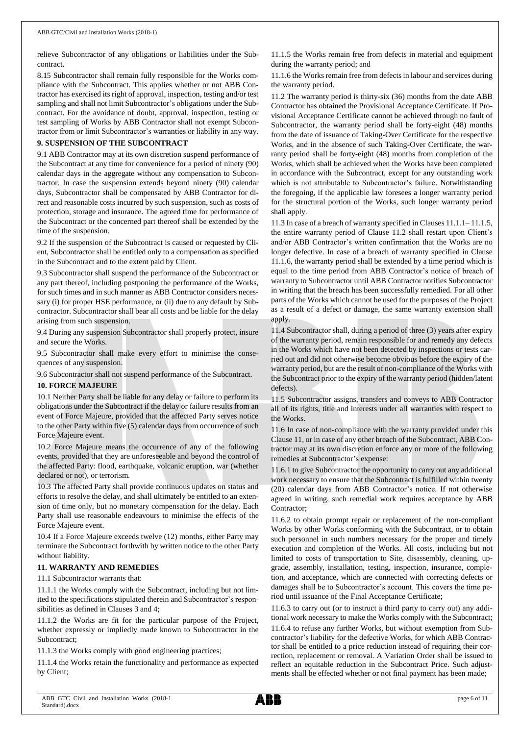relieve Subcontractor of any obligations or liabilities under the Subcontract.

8.15 Subcontractor shall remain fully responsible for the Works compliance with the Subcontract. This applies whether or not ABB Contractor has exercised its right of approval, inspection, testing and/or test sampling and shall not limit Subcontractor's obligations under the Subcontract. For the avoidance of doubt, approval, inspection, testing or test sampling of Works by ABB Contractor shall not exempt Subcontractor from or limit Subcontractor's warranties or liability in any way.

## 9. SUSPENSION OF THE SUBCONTRACT

9.1 ABB Contractor may at its own discretion suspend performance of the Subcontract at any time for convenience for a period of ninety (90) calendar days in the aggregate without any compensation to Subcontractor. In case the suspension extends beyond ninety (90) calendar days, Subcontractor shall be compensated by ABB Contractor for direct and reasonable costs incurred by such suspension, such as costs of protection, storage and insurance. The agreed time for performance of the Subcontract or the concerned part thereof shall be extended by the time of the suspension.

9.2 If the suspension of the Subcontract is caused or requested by Client, Subcontractor shall be entitled only to a compensation as specified in the Subcontract and to the extent paid by Client.

9.3 Subcontractor shall suspend the performance of the Subcontract or any part thereof, including postponing the performance of the Works, for such times and in such manner as ABB Contractor considers necessary (i) for proper HSE performance, or (ii) due to any default by Subcontractor. Subcontractor shall bear all costs and be liable for the delay arising from such suspension.

9.4 During any suspension Subcontractor shall properly protect, insure and secure the Works.

9.5 Subcontractor shall make every effort to minimise the consequences of any suspension.

9.6 Subcontractor shall not suspend performance of the Subcontract.

## 10. FORCE MAJEURE

10.1 Neither Party shall be liable for any delay or failure to perform its obligations under the Subcontract if the delay or failure results from an event of Force Majeure, provided that the affected Party serves notice to the other Party within five (5) calendar days from occurrence of such Force Majeure event.

10.2 Force Majeure means the occurrence of any of the following events, provided that they are unforeseeable and beyond the control of the affected Party: flood, earthquake, volcanic eruption, war (whether declared or not), or terrorism.

10.3 The affected Party shall provide continuous updates on status and efforts to resolve the delay, and shall ultimately be entitled to an extension of time only, but no monetary compensation for the delay. Each Party shall use reasonable endeavours to minimise the effects of the Force Majeure event.

10.4 If a Force Majeure exceeds twelve (12) months, either Party may terminate the Subcontract forthwith by written notice to the other Party without liability.

## 11. WARRANTY AND REMEDIES

11.1 Subcontractor warrants that:

11.1.1 the Works comply with the Subcontract, including but not limited to the specifications stipulated therein and Subcontractor's responsibilities as defined in Clauses 3 and 4;

11.1.2 the Works are fit for the particular purpose of the Project, whether expressly or impliedly made known to Subcontractor in the Subcontract;

11.1.3 the Works comply with good engineering practices;

11.1.4 the Works retain the functionality and performance as expected by Client;

11.1.5 the Works remain free from defects in material and equipment during the warranty period; and

11.1.6 the Works remain free from defects in labour and services during the warranty period.

11.2 The warranty period is thirty-six (36) months from the date ABB Contractor has obtained the Provisional Acceptance Certificate. If Provisional Acceptance Certificate cannot be achieved through no fault of Subcontractor, the warranty period shall be forty-eight (48) months from the date of issuance of Taking-Over Certificate for the respective Works, and in the absence of such Taking-Over Certificate, the warranty period shall be forty-eight (48) months from completion of the Works, which shall be achieved when the Works have been completed in accordance with the Subcontract, except for any outstanding work which is not attributable to Subcontractor's failure. Notwithstanding the foregoing, if the applicable law foresees a longer warranty period for the structural portion of the Works, such longer warranty period shall apply.

11.3 In case of a breach of warranty specified in Clauses 11.1.1– 11.1.5, the entire warranty period of Clause 11.2 shall restart upon Client's and/or ABB Contractor's written confirmation that the Works are no longer defective. In case of a breach of warranty specified in Clause 11.1.6, the warranty period shall be extended by a time period which is equal to the time period from ABB Contractor's notice of breach of warranty to Subcontractor until ABB Contractor notifies Subcontractor in writing that the breach has been successfully remedied. For all other parts of the Works which cannot be used for the purposes of the Project as a result of a defect or damage, the same warranty extension shall apply.

11.4 Subcontractor shall, during a period of three (3) years after expiry of the warranty period, remain responsible for and remedy any defects in the Works which have not been detected by inspections or tests carried out and did not otherwise become obvious before the expiry of the warranty period, but are the result of non-compliance of the Works with the Subcontract prior to the expiry of the warranty period (hidden/latent defects).

11.5 Subcontractor assigns, transfers and conveys to ABB Contractor all of its rights, title and interests under all warranties with respect to the Works.

11.6 In case of non-compliance with the warranty provided under this Clause 11, or in case of any other breach of the Subcontract, ABB Contractor may at its own discretion enforce any or more of the following remedies at Subcontractor's expense:

11.6.1 to give Subcontractor the opportunity to carry out any additional work necessary to ensure that the Subcontract is fulfilled within twenty (20) calendar days from ABB Contractor's notice. If not otherwise agreed in writing, such remedial work requires acceptance by ABB Contractor;

11.6.2 to obtain prompt repair or replacement of the non-compliant Works by other Works conforming with the Subcontract, or to obtain such personnel in such numbers necessary for the proper and timely execution and completion of the Works. All costs, including but not limited to costs of transportation to Site, disassembly, cleaning, upgrade, assembly, installation, testing, inspection, insurance, completion, and acceptance, which are connected with correcting defects or damages shall be to Subcontractor's account. This covers the time period until issuance of the Final Acceptance Certificate;

11.6.3 to carry out (or to instruct a third party to carry out) any additional work necessary to make the Works comply with the Subcontract;

11.6.4 to refuse any further Works, but without exemption from Subcontractor's liability for the defective Works, for which ABB Contractor shall be entitled to a price reduction instead of requiring their correction, replacement or removal. A Variation Order shall be issued to reflect an equitable reduction in the Subcontract Price. Such adjustments shall be effected whether or not final payment has been made;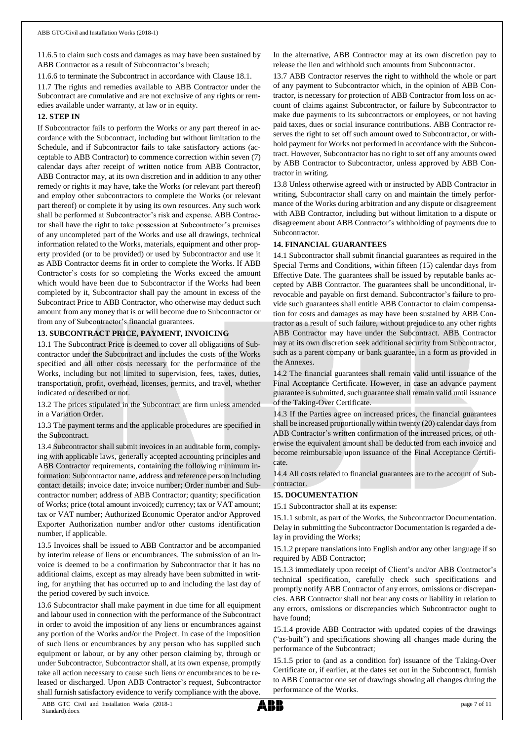11.6.5 to claim such costs and damages as may have been sustained by ABB Contractor as a result of Subcontractor's breach;

11.6.6 to terminate the Subcontract in accordance with Clause 18.1.

11.7 The rights and remedies available to ABB Contractor under the Subcontract are cumulative and are not exclusive of any rights or remedies available under warranty, at law or in equity.

**12. STEP IN**

If Subcontractor fails to perform the Works or any part thereof in accordance with the Subcontract, including but without limitation to the Schedule, and if Subcontractor fails to take satisfactory actions (acceptable to ABB Contractor) to commence correction within seven (7) calendar days after receipt of written notice from ABB Contractor, ABB Contractor may, at its own discretion and in addition to any other remedy or rights it may have, take the Works (or relevant part thereof) and employ other subcontractors to complete the Works (or relevant part thereof) or complete it by using its own resources. Any such work shall be performed at Subcontractor's risk and expense. ABB Contractor shall have the right to take possession at Subcontractor's premises of any uncompleted part of the Works and use all drawings, technical information related to the Works, materials, equipment and other property provided (or to be provided) or used by Subcontractor and use it as ABB Contractor deems fit in order to complete the Works. If ABB Contractor's costs for so completing the Works exceed the amount which would have been due to Subcontractor if the Works had been completed by it, Subcontractor shall pay the amount in excess of the Subcontract Price to ABB Contractor, who otherwise may deduct such amount from any money that is or will become due to Subcontractor or from any of Subcontractor's financial guarantees.

**13. SUBCONTRACT PRICE, PAYMENT, INVOICING**

13.1 The Subcontract Price is deemed to cover all obligations of Subcontractor under the Subcontract and includes the costs of the Works specified and all other costs necessary for the performance of the Works, including but not limited to supervision, fees, taxes, duties, transportation, profit, overhead, licenses, permits, and travel, whether indicated or described or not.

13.2 The prices stipulated in the Subcontract are firm unless amended in a Variation Order.

13.3 The payment terms and the applicable procedures are specified in the Subcontract.

13.4 Subcontractor shall submit invoices in an auditable form, complying with applicable laws, generally accepted accounting principles and ABB Contractor requirements, containing the following minimum information: Subcontractor name, address and reference person including contact details; invoice date; invoice number; Order number and Subcontractor number; address of ABB Contractor; quantity; specification of Works; price (total amount invoiced); currency; tax or VAT amount; tax or VAT number; Authorized Economic Operator and/or Approved Exporter Authorization number and/or other customs identification number, if applicable.

13.5 Invoices shall be issued to ABB Contractor and be accompanied by interim release of liens or encumbrances. The submission of an invoice is deemed to be a confirmation by Subcontractor that it has no additional claims, except as may already have been submitted in writing, for anything that has occurred up to and including the last day of the period covered by such invoice.

13.6 Subcontractor shall make payment in due time for all equipment and labour used in connection with the performance of the Subcontract in order to avoid the imposition of any liens or encumbrances against any portion of the Works and/or the Project. In case of the imposition of such liens or encumbrances by any person who has supplied such equipment or labour, or by any other person claiming by, through or under Subcontractor, Subcontractor shall, at its own expense, promptly take all action necessary to cause such liens or encumbrances to be released or discharged. Upon ABB Contractor's request, Subcontractor shall furnish satisfactory evidence to verify compliance with the above. In the alternative, ABB Contractor may at its own discretion pay to release the lien and withhold such amounts from Subcontractor.

13.7 ABB Contractor reserves the right to withhold the whole or part of any payment to Subcontractor which, in the opinion of ABB Contractor, is necessary for protection of ABB Contractor from loss on account of claims against Subcontractor, or failure by Subcontractor to make due payments to its subcontractors or employees, or not having paid taxes, dues or social insurance contributions. ABB Contractor reserves the right to set off such amount owed to Subcontractor, or withhold payment for Works not performed in accordance with the Subcontract. However, Subcontractor has no right to set off any amounts owed by ABB Contractor to Subcontractor, unless approved by ABB Contractor in writing.

13.8 Unless otherwise agreed with or instructed by ABB Contractor in writing, Subcontractor shall carry on and maintain the timely performance of the Works during arbitration and any dispute or disagreement with ABB Contractor, including but without limitation to a dispute or disagreement about ABB Contractor's withholding of payments due to Subcontractor.

**14. FINANCIAL GUARANTEES**

14.1 Subcontractor shall submit financial guarantees as required in the Special Terms and Conditions, within fifteen (15) calendar days from Effective Date. The guarantees shall be issued by reputable banks accepted by ABB Contractor. The guarantees shall be unconditional, irrevocable and payable on first demand. Subcontractor's failure to provide such guarantees shall entitle ABB Contractor to claim compensation for costs and damages as may have been sustained by ABB Contractor as a result of such failure, without prejudice to any other rights ABB Contractor may have under the Subcontract. ABB Contractor may at its own discretion seek additional security from Subcontractor, such as a parent company or bank guarantee, in a form as provided in the Annexes.

14.2 The financial guarantees shall remain valid until issuance of the Final Acceptance Certificate. However, in case an advance payment guarantee is submitted, such guarantee shall remain valid until issuance of the Taking-Over Certificate.

14.3 If the Parties agree on increased prices, the financial guarantees shall be increased proportionally within twenty (20) calendar days from ABB Contractor's written confirmation of the increased prices, or otherwise the equivalent amount shall be deducted from each invoice and become reimbursable upon issuance of the Final Acceptance Certificate.

14.4 All costs related to financial guarantees are to the account of Subcontractor.

**15. DOCUMENTATION**

15.1 Subcontractor shall at its expense:

15.1.1 submit, as part of the Works, the Subcontractor Documentation. Delay in submitting the Subcontractor Documentation is regarded a delay in providing the Works;

15.1.2 prepare translations into English and/or any other language if so required by ABB Contractor;

15.1.3 immediately upon receipt of Client's and/or ABB Contractor's technical specification, carefully check such specifications and promptly notify ABB Contractor of any errors, omissions or discrepancies. ABB Contractor shall not bear any costs or liability in relation to any errors, omissions or discrepancies which Subcontractor ought to have found;

15.1.4 provide ABB Contractor with updated copies of the drawings ("as-built") and specifications showing all changes made during the performance of the Subcontract;

15.1.5 prior to (and as a condition for) issuance of the Taking-Over Certificate or, if earlier, at the dates set out in the Subcontract, furnish to ABB Contractor one set of drawings showing all changes during the performance of the Works.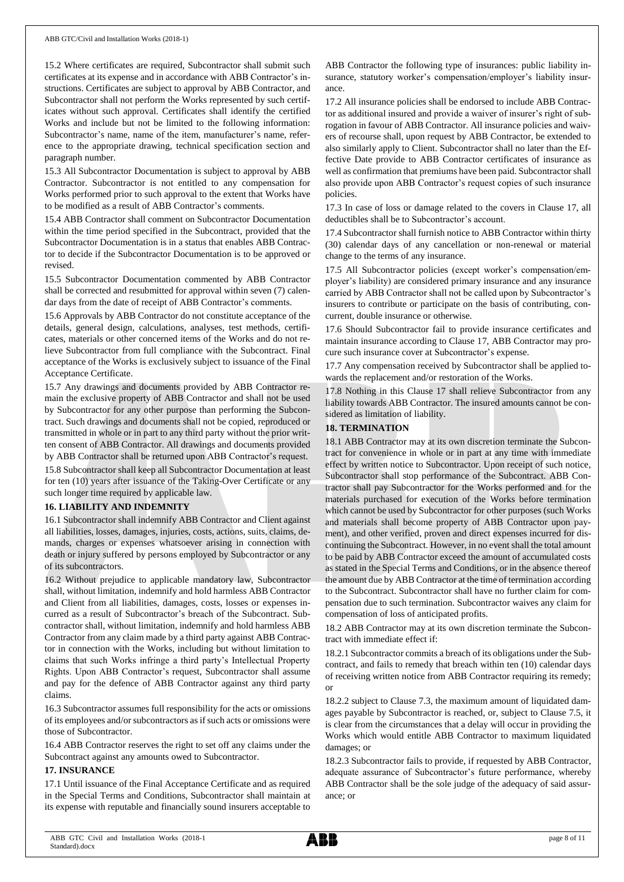15.2 Where certificates are required, Subcontractor shall submit such certificates at its expense and in accordance with ABB Contractor's instructions. Certificates are subject to approval by ABB Contractor, and Subcontractor shall not perform the Works represented by such certificates without such approval. Certificates shall identify the certified Works and include but not be limited to the following information: Subcontractor's name, name of the item, manufacturer's name, reference to the appropriate drawing, technical specification section and paragraph number.

15.3 All Subcontractor Documentation is subject to approval by ABB Contractor. Subcontractor is not entitled to any compensation for Works performed prior to such approval to the extent that Works have to be modified as a result of ABB Contractor's comments.

15.4 ABB Contractor shall comment on Subcontractor Documentation within the time period specified in the Subcontract, provided that the Subcontractor Documentation is in a status that enables ABB Contractor to decide if the Subcontractor Documentation is to be approved or revised.

15.5 Subcontractor Documentation commented by ABB Contractor shall be corrected and resubmitted for approval within seven (7) calendar days from the date of receipt of ABB Contractor's comments.

15.6 Approvals by ABB Contractor do not constitute acceptance of the details, general design, calculations, analyses, test methods, certificates, materials or other concerned items of the Works and do not relieve Subcontractor from full compliance with the Subcontract. Final acceptance of the Works is exclusively subject to issuance of the Final Acceptance Certificate.

15.7 Any drawings and documents provided by ABB Contractor remain the exclusive property of ABB Contractor and shall not be used by Subcontractor for any other purpose than performing the Subcontract. Such drawings and documents shall not be copied, reproduced or transmitted in whole or in part to any third party without the prior written consent of ABB Contractor. All drawings and documents provided by ABB Contractor shall be returned upon ABB Contractor's request.

15.8 Subcontractor shall keep all Subcontractor Documentation at least for ten (10) years after issuance of the Taking-Over Certificate or any such longer time required by applicable law.

## 16. LIABILITY AND INDEMNITY

16.1 Subcontractor shall indemnify ABB Contractor and Client against all liabilities, losses, damages, injuries, costs, actions, suits, claims, demands, charges or expenses whatsoever arising in connection with death or injury suffered by persons employed by Subcontractor or any of its subcontractors.

16.2 Without prejudice to applicable mandatory law, Subcontractor shall, without limitation, indemnify and hold harmless ABB Contractor and Client from all liabilities, damages, costs, losses or expenses incurred as a result of Subcontractor's breach of the Subcontract. Subcontractor shall, without limitation, indemnify and hold harmless ABB Contractor from any claim made by a third party against ABB Contractor in connection with the Works, including but without limitation to claims that such Works infringe a third party's Intellectual Property Rights. Upon ABB Contractor's request, Subcontractor shall assume and pay for the defence of ABB Contractor against any third party claims.

16.3 Subcontractor assumes full responsibility for the acts or omissions of its employees and/or subcontractors as if such acts or omissions were those of Subcontractor.

16.4 ABB Contractor reserves the right to set off any claims under the Subcontract against any amounts owed to Subcontractor.

## 17. INSURANCE

17.1 Until issuance of the Final Acceptance Certificate and as required in the Special Terms and Conditions, Subcontractor shall maintain at its expense with reputable and financially sound insurers acceptable to ABB Contractor the following type of insurances: public liability insurance, statutory worker's compensation/employer's liability insurance.

17.2 All insurance policies shall be endorsed to include ABB Contractor as additional insured and provide a waiver of insurer's right of subrogation in favour of ABB Contractor. All insurance policies and waivers of recourse shall, upon request by ABB Contractor, be extended to also similarly apply to Client. Subcontractor shall no later than the Effective Date provide to ABB Contractor certificates of insurance as well as confirmation that premiums have been paid. Subcontractor shall also provide upon ABB Contractor's request copies of such insurance policies.

17.3 In case of loss or damage related to the covers in Clause 17, all deductibles shall be to Subcontractor's account.

17.4 Subcontractor shall furnish notice to ABB Contractor within thirty (30) calendar days of any cancellation or non-renewal or material change to the terms of any insurance.

17.5 All Subcontractor policies (except worker's compensation/employer's liability) are considered primary insurance and any insurance carried by ABB Contractor shall not be called upon by Subcontractor's insurers to contribute or participate on the basis of contributing, concurrent, double insurance or otherwise.

17.6 Should Subcontractor fail to provide insurance certificates and maintain insurance according to Clause 17, ABB Contractor may procure such insurance cover at Subcontractor's expense.

17.7 Any compensation received by Subcontractor shall be applied towards the replacement and/or restoration of the Works.

17.8 Nothing in this Clause 17 shall relieve Subcontractor from any liability towards ABB Contractor. The insured amounts cannot be considered as limitation of liability.

## 18. TERMINATION

18.1 ABB Contractor may at its own discretion terminate the Subcontract for convenience in whole or in part at any time with immediate effect by written notice to Subcontractor. Upon receipt of such notice, Subcontractor shall stop performance of the Subcontract. ABB Contractor shall pay Subcontractor for the Works performed and for the materials purchased for execution of the Works before termination which cannot be used by Subcontractor for other purposes (such Works and materials shall become property of ABB Contractor upon payment), and other verified, proven and direct expenses incurred for discontinuing the Subcontract. However, in no event shall the total amount to be paid by ABB Contractor exceed the amount of accumulated costs as stated in the Special Terms and Conditions, or in the absence thereof the amount due by ABB Contractor at the time of termination according to the Subcontract. Subcontractor shall have no further claim for compensation due to such termination. Subcontractor waives any claim for compensation of loss of anticipated profits.

18.2 ABB Contractor may at its own discretion terminate the Subcontract with immediate effect if:

18.2.1 Subcontractor commits a breach of its obligations under the Subcontract, and fails to remedy that breach within ten (10) calendar days of receiving written notice from ABB Contractor requiring its remedy; or

18.2.2 subject to Clause 7.3, the maximum amount of liquidated damages payable by Subcontractor is reached, or, subject to Clause 7.5, it is clear from the circumstances that a delay will occur in providing the Works which would entitle ABB Contractor to maximum liquidated damages; or

18.2.3 Subcontractor fails to provide, if requested by ABB Contractor, adequate assurance of Subcontractor's future performance, whereby ABB Contractor shall be the sole judge of the adequacy of said assurance; or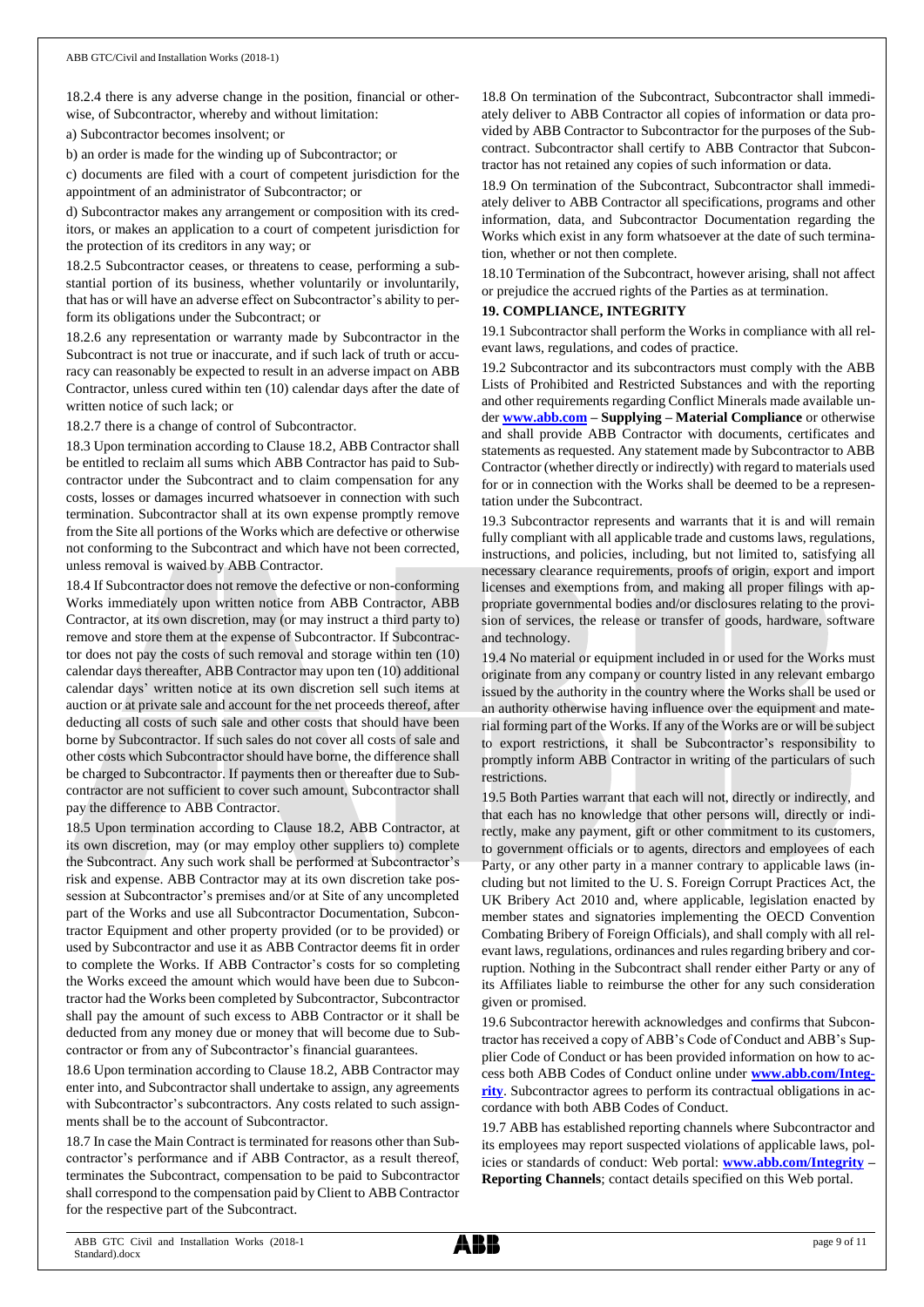18.2.4 there is any adverse change in the position, financial or otherwise, of Subcontractor, whereby and without limitation:

a) Subcontractor becomes insolvent; or

b) an order is made for the winding up of Subcontractor; or

c) documents are filed with a court of competent jurisdiction for the appointment of an administrator of Subcontractor; or

d) Subcontractor makes any arrangement or composition with its creditors, or makes an application to a court of competent jurisdiction for the protection of its creditors in any way; or

18.2.5 Subcontractor ceases, or threatens to cease, performing a substantial portion of its business, whether voluntarily or involuntarily, that has or will have an adverse effect on Subcontractor's ability to perform its obligations under the Subcontract; or

18.2.6 any representation or warranty made by Subcontractor in the Subcontract is not true or inaccurate, and if such lack of truth or accuracy can reasonably be expected to result in an adverse impact on ABB Contractor, unless cured within ten (10) calendar days after the date of written notice of such lack; or

18.2.7 there is a change of control of Subcontractor.

18.3 Upon termination according to Clause 18.2, ABB Contractor shall be entitled to reclaim all sums which ABB Contractor has paid to Subcontractor under the Subcontract and to claim compensation for any costs, losses or damages incurred whatsoever in connection with such termination. Subcontractor shall at its own expense promptly remove from the Site all portions of the Works which are defective or otherwise not conforming to the Subcontract and which have not been corrected, unless removal is waived by ABB Contractor.

18.4 If Subcontractor does not remove the defective or non-conforming Works immediately upon written notice from ABB Contractor, ABB Contractor, at its own discretion, may (or may instruct a third party to) remove and store them at the expense of Subcontractor. If Subcontractor does not pay the costs of such removal and storage within ten (10) calendar days thereafter, ABB Contractor may upon ten (10) additional calendar days' written notice at its own discretion sell such items at auction or at private sale and account for the net proceeds thereof, after deducting all costs of such sale and other costs that should have been borne by Subcontractor. If such sales do not cover all costs of sale and other costs which Subcontractor should have borne, the difference shall be charged to Subcontractor. If payments then or thereafter due to Subcontractor are not sufficient to cover such amount, Subcontractor shall pay the difference to ABB Contractor.

18.5 Upon termination according to Clause 18.2, ABB Contractor, at its own discretion, may (or may employ other suppliers to) complete the Subcontract. Any such work shall be performed at Subcontractor's risk and expense. ABB Contractor may at its own discretion take possession at Subcontractor's premises and/or at Site of any uncompleted part of the Works and use all Subcontractor Documentation, Subcontractor Equipment and other property provided (or to be provided) or used by Subcontractor and use it as ABB Contractor deems fit in order to complete the Works. If ABB Contractor's costs for so completing the Works exceed the amount which would have been due to Subcontractor had the Works been completed by Subcontractor, Subcontractor shall pay the amount of such excess to ABB Contractor or it shall be deducted from any money due or money that will become due to Subcontractor or from any of Subcontractor's financial guarantees.

18.6 Upon termination according to Clause 18.2, ABB Contractor may enter into, and Subcontractor shall undertake to assign, any agreements with Subcontractor's subcontractors. Any costs related to such assignments shall be to the account of Subcontractor.

18.7 In case the Main Contract is terminated for reasons other than Subcontractor's performance and if ABB Contractor, as a result thereof, terminates the Subcontract, compensation to be paid to Subcontractor shall correspond to the compensation paid by Client to ABB Contractor for the respective part of the Subcontract.

18.8 On termination of the Subcontract, Subcontractor shall immediately deliver to ABB Contractor all copies of information or data provided by ABB Contractor to Subcontractor for the purposes of the Subcontract. Subcontractor shall certify to ABB Contractor that Subcontractor has not retained any copies of such information or data.

18.9 On termination of the Subcontract, Subcontractor shall immediately deliver to ABB Contractor all specifications, programs and other information, data, and Subcontractor Documentation regarding the Works which exist in any form whatsoever at the date of such termination, whether or not then complete.

18.10 Termination of the Subcontract, however arising, shall not affect or prejudice the accrued rights of the Parties as at termination.

## 19. COMPLIANCE, INTEGRITY

19.1 Subcontractor shall perform the Works in compliance with all relevant laws, regulations, and codes of practice.

19.2 Subcontractor and its subcontractors must comply with the ABB Lists of Prohibited and Restricted Substances and with the reporting and other requirements regarding Conflict Minerals made available under **www.abb.com – Supplying – Material Compliance** or otherwise and shall provide ABB Contractor with documents, certificates and statements as requested. Any statement made by Subcontractor to ABB Contractor (whether directly or indirectly) with regard to materials used for or in connection with the Works shall be deemed to be a representation under the Subcontract.

19.3 Subcontractor represents and warrants that it is and will remain fully compliant with all applicable trade and customs laws, regulations, instructions, and policies, including, but not limited to, satisfying all necessary clearance requirements, proofs of origin, export and import licenses and exemptions from, and making all proper filings with appropriate governmental bodies and/or disclosures relating to the provision of services, the release or transfer of goods, hardware, software and technology.

19.4 No material or equipment included in or used for the Works must originate from any company or country listed in any relevant embargo issued by the authority in the country where the Works shall be used or an authority otherwise having influence over the equipment and material forming part of the Works. If any of the Works are or will be subject to export restrictions, it shall be Subcontractor's responsibility to promptly inform ABB Contractor in writing of the particulars of such restrictions.

19.5 Both Parties warrant that each will not, directly or indirectly, and that each has no knowledge that other persons will, directly or indirectly, make any payment, gift or other commitment to its customers, to government officials or to agents, directors and employees of each Party, or any other party in a manner contrary to applicable laws (including but not limited to the U. S. Foreign Corrupt Practices Act, the UK Bribery Act 2010 and, where applicable, legislation enacted by member states and signatories implementing the OECD Convention Combating Bribery of Foreign Officials), and shall comply with all relevant laws, regulations, ordinances and rules regarding bribery and corruption. Nothing in the Subcontract shall render either Party or any of its Affiliates liable to reimburse the other for any such consideration given or promised.

19.6 Subcontractor herewith acknowledges and confirms that Subcontractor has received a copy of ABB's Code of Conduct and ABB's Supplier Code of Conduct or has been provided information on how to access both ABB Codes of Conduct online under **www.abb.com/Integrity**. Subcontractor agrees to perform its contractual obligations in accordance with both ABB Codes of Conduct.

19.7 ABB has established reporting channels where Subcontractor and its employees may report suspected violations of applicable laws, policies or standards of conduct: Web portal: **www.abb.com/Integrity – Reporting Channels**; contact details specified on this Web portal.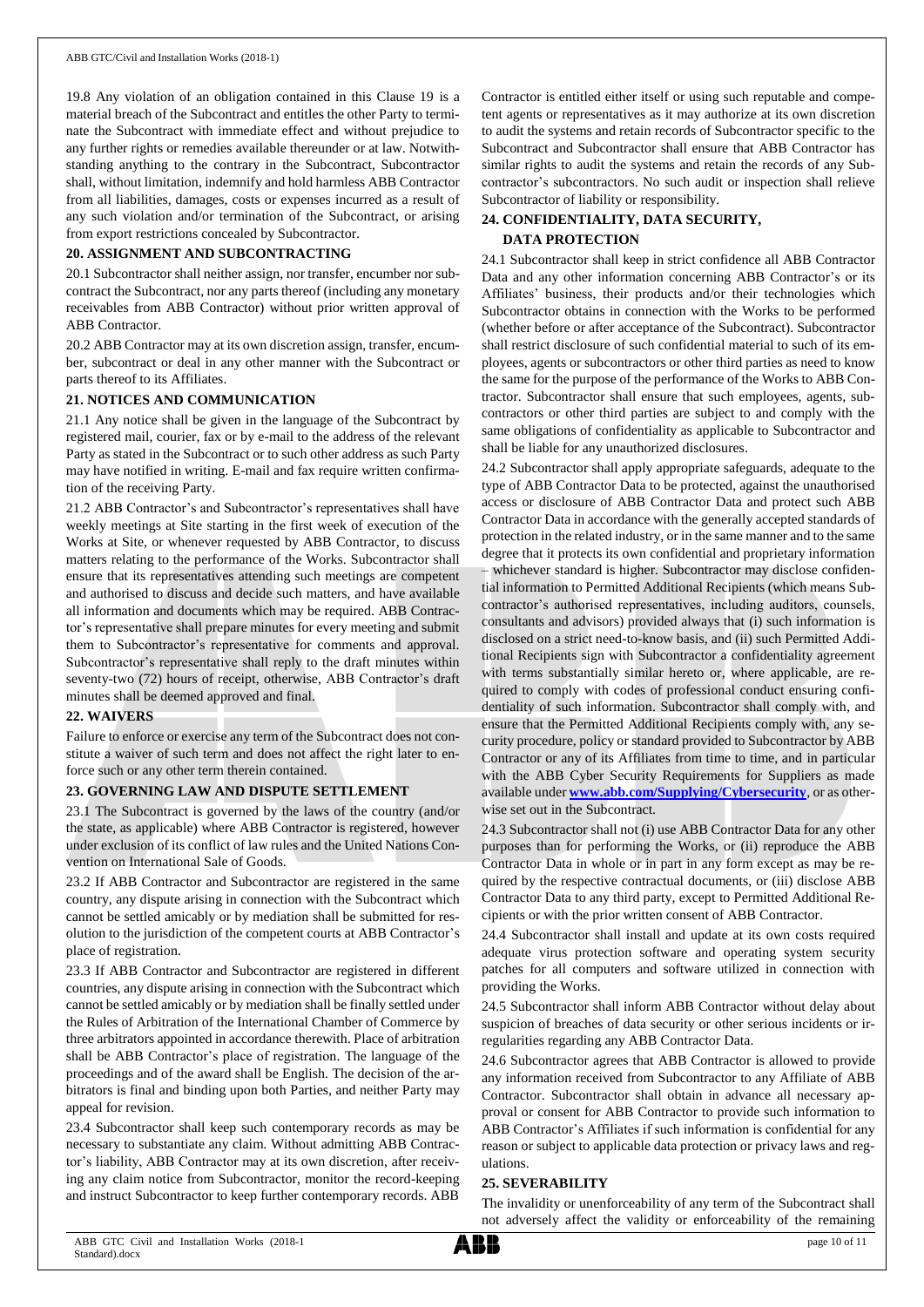19.8 Any violation of an obligation contained in this Clause 19 is a material breach of the Subcontract and entitles the other Party to terminate the Subcontract with immediate effect and without prejudice to any further rights or remedies available thereunder or at law. Notwithstanding anything to the contrary in the Subcontract, Subcontractor shall, without limitation, indemnify and hold harmless ABB Contractor from all liabilities, damages, costs or expenses incurred as a result of any such violation and/or termination of the Subcontract, or arising from export restrictions concealed by Subcontractor.

**20. ASSIGNMENT AND SUBCONTRACTING**

20.1 Subcontractor shall neither assign, nor transfer, encumber nor subcontract the Subcontract, nor any parts thereof (including any monetary receivables from ABB Contractor) without prior written approval of ABB Contractor.

20.2 ABB Contractor may at its own discretion assign, transfer, encumber, subcontract or deal in any other manner with the Subcontract or parts thereof to its Affiliates.

**21. NOTICES AND COMMUNICATION**

21.1 Any notice shall be given in the language of the Subcontract by registered mail, courier, fax or by e-mail to the address of the relevant Party as stated in the Subcontract or to such other address as such Party may have notified in writing. E-mail and fax require written confirmation of the receiving Party.

21.2 ABB Contractor's and Subcontractor's representatives shall have weekly meetings at Site starting in the first week of execution of the Works at Site, or whenever requested by ABB Contractor, to discuss matters relating to the performance of the Works. Subcontractor shall ensure that its representatives attending such meetings are competent and authorised to discuss and decide such matters, and have available all information and documents which may be required. ABB Contractor's representative shall prepare minutes for every meeting and submit them to Subcontractor's representative for comments and approval. Subcontractor's representative shall reply to the draft minutes within seventy-two (72) hours of receipt, otherwise, ABB Contractor's draft minutes shall be deemed approved and final.

**22. WAIVERS**

Failure to enforce or exercise any term of the Subcontract does not constitute a waiver of such term and does not affect the right later to enforce such or any other term therein contained.

**23. GOVERNING LAW AND DISPUTE SETTLEMENT**

23.1 The Subcontract is governed by the laws of the country (and/or the state, as applicable) where ABB Contractor is registered, however under exclusion of its conflict of law rules and the United Nations Convention on International Sale of Goods.

23.2 If ABB Contractor and Subcontractor are registered in the same country, any dispute arising in connection with the Subcontract which cannot be settled amicably or by mediation shall be submitted for resolution to the jurisdiction of the competent courts at ABB Contractor's place of registration.

23.3 If ABB Contractor and Subcontractor are registered in different countries, any dispute arising in connection with the Subcontract which cannot be settled amicably or by mediation shall be finally settled under the Rules of Arbitration of the International Chamber of Commerce by three arbitrators appointed in accordance therewith. Place of arbitration shall be ABB Contractor's place of registration. The language of the proceedings and of the award shall be English. The decision of the arbitrators is final and binding upon both Parties, and neither Party may appeal for revision.

23.4 Subcontractor shall keep such contemporary records as may be necessary to substantiate any claim. Without admitting ABB Contractor's liability, ABB Contractor may at its own discretion, after receiving any claim notice from Subcontractor, monitor the record-keeping and instruct Subcontractor to keep further contemporary records. ABB Contractor is entitled either itself or using such reputable and competent agents or representatives as it may authorize at its own discretion to audit the systems and retain records of Subcontractor specific to the Subcontract and Subcontractor shall ensure that ABB Contractor has similar rights to audit the systems and retain the records of any Subcontractor's subcontractors. No such audit or inspection shall relieve Subcontractor of liability or responsibility.

**24. CONFIDENTIALITY, DATA SECURITY, DATA PROTECTION**

24.1 Subcontractor shall keep in strict confidence all ABB Contractor Data and any other information concerning ABB Contractor's or its Affiliates' business, their products and/or their technologies which Subcontractor obtains in connection with the Works to be performed (whether before or after acceptance of the Subcontract). Subcontractor shall restrict disclosure of such confidential material to such of its employees, agents or subcontractors or other third parties as need to know the same for the purpose of the performance of the Works to ABB Contractor. Subcontractor shall ensure that such employees, agents, subcontractors or other third parties are subject to and comply with the same obligations of confidentiality as applicable to Subcontractor and shall be liable for any unauthorized disclosures.

24.2 Subcontractor shall apply appropriate safeguards, adequate to the type of ABB Contractor Data to be protected, against the unauthorised access or disclosure of ABB Contractor Data and protect such ABB Contractor Data in accordance with the generally accepted standards of protection in the related industry, or in the same manner and to the same degree that it protects its own confidential and proprietary information – whichever standard is higher. Subcontractor may disclose confidential information to Permitted Additional Recipients (which means Subcontractor's authorised representatives, including auditors, counsels, consultants and advisors) provided always that (i) such information is disclosed on a strict need-to-know basis, and (ii) such Permitted Additional Recipients sign with Subcontractor a confidentiality agreement with terms substantially similar hereto or, where applicable, are required to comply with codes of professional conduct ensuring confidentiality of such information. Subcontractor shall comply with, and ensure that the Permitted Additional Recipients comply with, any security procedure, policy or standard provided to Subcontractor by ABB Contractor or any of its Affiliates from time to time, and in particular with the ABB Cyber Security Requirements for Suppliers as made available under **www.abb.com/Supplying/Cybersecurity**, or as otherwise set out in the Subcontract.

24.3 Subcontractor shall not (i) use ABB Contractor Data for any other purposes than for performing the Works, or (ii) reproduce the ABB Contractor Data in whole or in part in any form except as may be required by the respective contractual documents, or (iii) disclose ABB Contractor Data to any third party, except to Permitted Additional Recipients or with the prior written consent of ABB Contractor.

24.4 Subcontractor shall install and update at its own costs required adequate virus protection software and operating system security patches for all computers and software utilized in connection with providing the Works.

24.5 Subcontractor shall inform ABB Contractor without delay about suspicion of breaches of data security or other serious incidents or irregularities regarding any ABB Contractor Data.

24.6 Subcontractor agrees that ABB Contractor is allowed to provide any information received from Subcontractor to any Affiliate of ABB Contractor. Subcontractor shall obtain in advance all necessary approval or consent for ABB Contractor to provide such information to ABB Contractor's Affiliates if such information is confidential for any reason or subject to applicable data protection or privacy laws and regulations.

**25. SEVERABILITY**

The invalidity or unenforceability of any term of the Subcontract shall not adversely affect the validity or enforceability of the remaining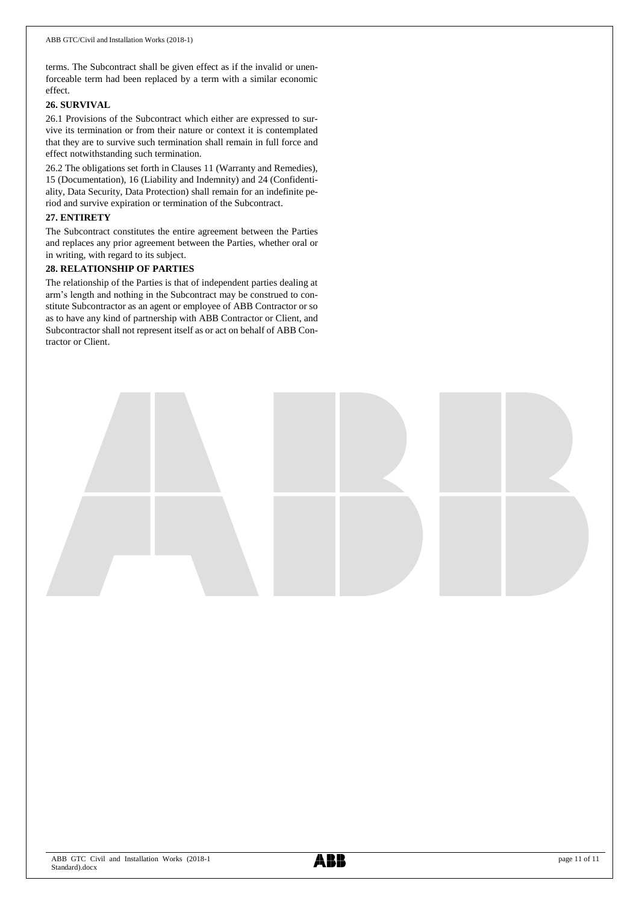terms. The Subcontract shall be given effect as if the invalid or unenforceable term had been replaced by a term with a similar economic effect.

**26. SURVIVAL**

26.1 Provisions of the Subcontract which either are expressed to survive its termination or from their nature or context it is contemplated that they are to survive such termination shall remain in full force and effect notwithstanding such termination.

26.2 The obligations set forth in Clauses 11 (Warranty and Remedies), 15 (Documentation), 16 (Liability and Indemnity) and 24 (Confidentiality, Data Security, Data Protection) shall remain for an indefinite period and survive expiration or termination of the Subcontract.

**27. ENTIRETY**

The Subcontract constitutes the entire agreement between the Parties and replaces any prior agreement between the Parties, whether oral or in writing, with regard to its subject.

**28. RELATIONSHIP OF PARTIES**

The relationship of the Parties is that of independent parties dealing at arm's length and nothing in the Subcontract may be construed to constitute Subcontractor as an agent or employee of ABB Contractor or so as to have any kind of partnership with ABB Contractor or Client, and Subcontractor shall not represent itself as or act on behalf of ABB Contractor or Client.